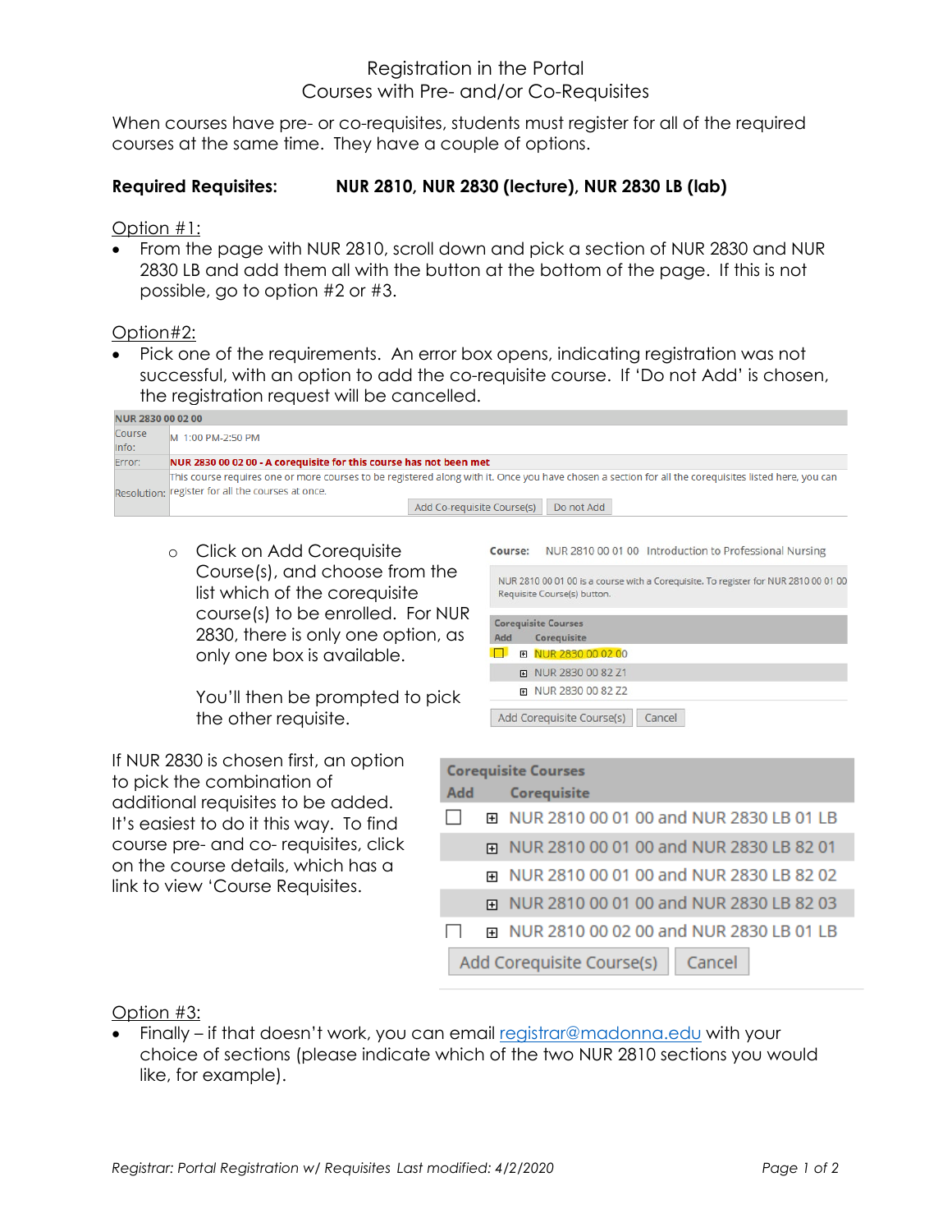# Registration in the Portal
## Courses with Pre- and/or Co-Requisites

When courses have pre- or co-requisites, students must register for all of the required courses at the same time. They have a couple of options.

**Required Requisites:** **NUR 2810, NUR 2830 (lecture), NUR 2830 LB (lab)**

Option #1:

- From the page with NUR 2810, scroll down and pick a section of NUR 2830 and NUR 2830 LB and add them all with the button at the bottom of the page. If this is not possible, go to option #2 or #3.

Option#2:

- Pick one of the requirements. An error box opens, indicating registration was not successful, with an option to add the co-requisite course. If 'Do not Add' is chosen, the registration request will be cancelled.

| NUR 2830 00 02 00 | |
|---|---|
| Course Info: | M 1:00 PM-2:50 PM |
| Error: | NUR 2830 00 02 00 - A corequisite for this course has not been met |
| Resolution: | This course requires one or more courses to be registered along with it. Once you have chosen a section for all the corequisites listed here, you can register for all the courses at once. [Add Co-requisite Course(s)] [Do not Add] |

- Click on Add Corequisite Course(s), and choose from the list which of the corequisite course(s) to be enrolled. For NUR 2830, there is only one option, as only one box is available.

  You'll then be prompted to pick the other requisite.

Course: NUR 2810 00 01 00 Introduction to Professional Nursing

NUR 2810 00 01 00 is a course with a Corequisite. To register for NUR 2810 00 01 00 Requisite Course(s) button.

| Add | Corequisite |
|---|---|
| ☐ | NUR 2830 00 02 00 |
| | NUR 2830 00 82 Z1 |
| | NUR 2830 00 82 Z2 |

[Add Corequisite Course(s)] [Cancel]

If NUR 2830 is chosen first, an option to pick the combination of additional requisites to be added. It's easiest to do it this way. To find course pre- and co- requisites, click on the course details, which has a link to view 'Course Requisites.

| Add | Corequisite |
|---|---|
| ☐ | NUR 2810 00 01 00 and NUR 2830 LB 01 LB |
| | NUR 2810 00 01 00 and NUR 2830 LB 82 01 |
| | NUR 2810 00 01 00 and NUR 2830 LB 82 02 |
| | NUR 2810 00 01 00 and NUR 2830 LB 82 03 |
| ☐ | NUR 2810 00 02 00 and NUR 2830 LB 01 LB |

[Add Corequisite Course(s)] [Cancel]

Option #3:

- Finally – if that doesn't work, you can email registrar@madonna.edu with your choice of sections (please indicate which of the two NUR 2810 sections you would like, for example).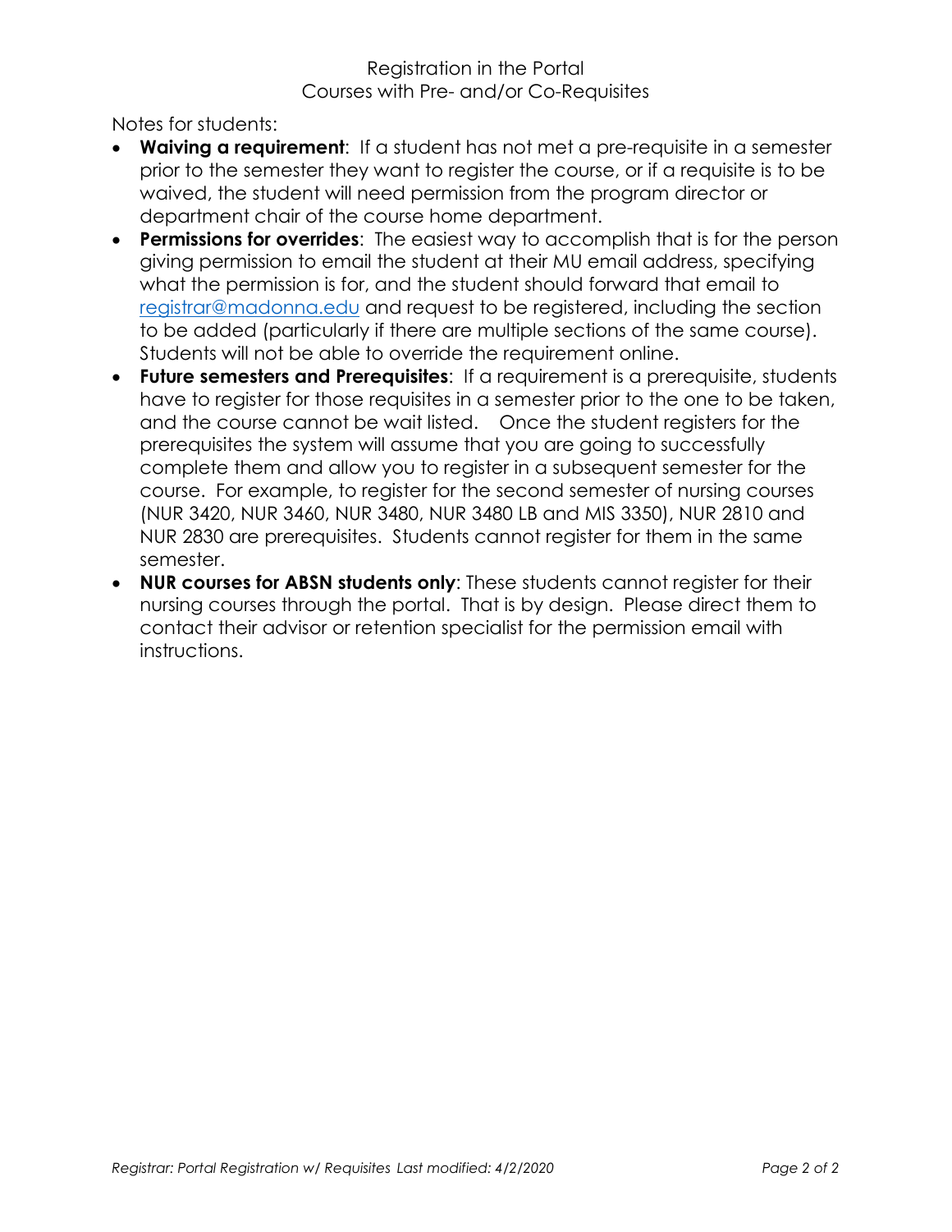Registration in the Portal
Courses with Pre- and/or Co-Requisites

Notes for students:

- **Waiving a requirement**: If a student has not met a pre-requisite in a semester prior to the semester they want to register the course, or if a requisite is to be waived, the student will need permission from the program director or department chair of the course home department.
- **Permissions for overrides**: The easiest way to accomplish that is for the person giving permission to email the student at their MU email address, specifying what the permission is for, and the student should forward that email to registrar@madonna.edu and request to be registered, including the section to be added (particularly if there are multiple sections of the same course). Students will not be able to override the requirement online.
- **Future semesters and Prerequisites**: If a requirement is a prerequisite, students have to register for those requisites in a semester prior to the one to be taken, and the course cannot be wait listed. Once the student registers for the prerequisites the system will assume that you are going to successfully complete them and allow you to register in a subsequent semester for the course. For example, to register for the second semester of nursing courses (NUR 3420, NUR 3460, NUR 3480, NUR 3480 LB and MIS 3350), NUR 2810 and NUR 2830 are prerequisites. Students cannot register for them in the same semester.
- **NUR courses for ABSN students only**: These students cannot register for their nursing courses through the portal. That is by design. Please direct them to contact their advisor or retention specialist for the permission email with instructions.